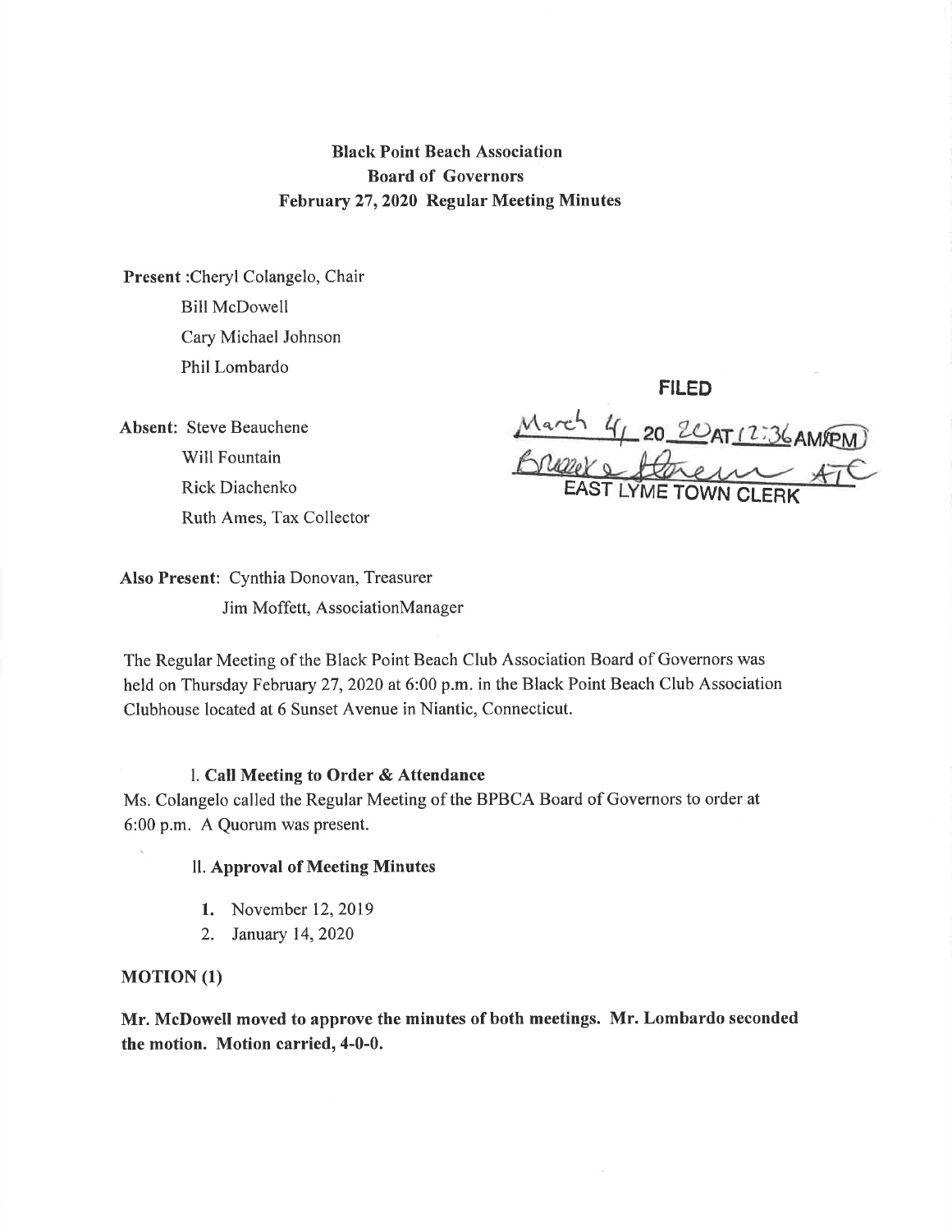**Black Point Beach Association**
**Board of Governors**
**February 27, 2020 Regular Meeting Minutes**

**Present** :Cheryl Colangelo, Chair
Bill McDowell
Cary Michael Johnson
Phil Lombardo

**Absent**: Steve Beauchene
Will Fountain
Rick Diachenko
Ruth Ames, Tax Collector

FILED
March 4 20 20 AT 12:36 AM/PM
Brooke Stevens ATC
EAST LYME TOWN CLERK

**Also Present**: Cynthia Donovan, Treasurer
Jim Moffett, AssociationManager

The Regular Meeting of the Black Point Beach Club Association Board of Governors was held on Thursday February 27, 2020 at 6:00 p.m. in the Black Point Beach Club Association Clubhouse located at 6 Sunset Avenue in Niantic, Connecticut.

I. **Call Meeting to Order & Attendance**

Ms. Colangelo called the Regular Meeting of the BPBCA Board of Governors to order at 6:00 p.m. A Quorum was present.

II. **Approval of Meeting Minutes**

1. November 12, 2019
2. January 14, 2020

**MOTION (1)**

**Mr. McDowell moved to approve the minutes of both meetings. Mr. Lombardo seconded the motion. Motion carried, 4-0-0.**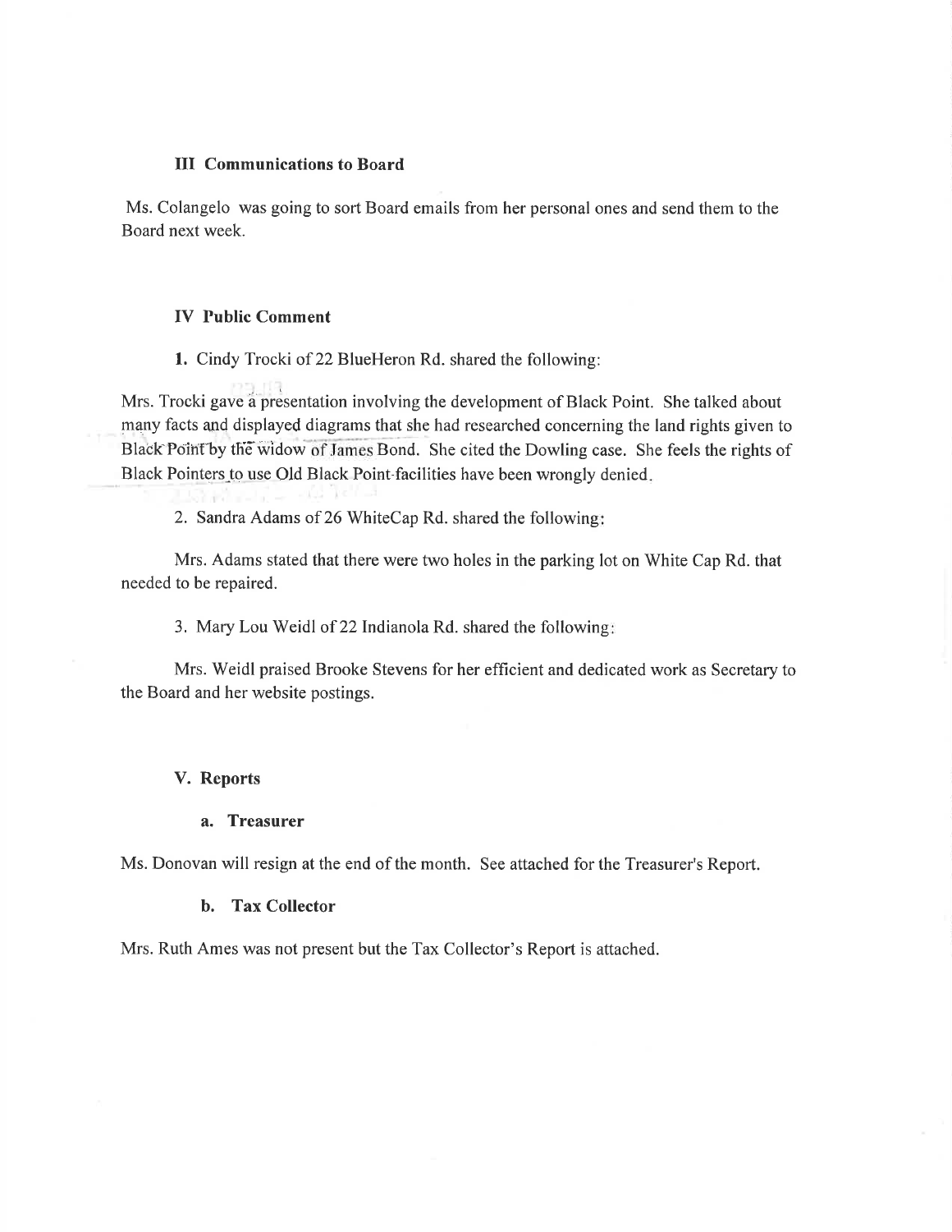### III Communications to Board

Ms. Colangelo was going to sort Board emails from her personal ones and send them to the Board next week.

### IV Public Comment

**1.** Cindy Trocki of 22 BlueHeron Rd. shared the following:

Mrs. Trocki gave a presentation involving the development of Black Point. She talked about many facts and displayed diagrams that she had researched concerning the land rights given to Black Point by the widow of James Bond. She cited the Dowling case. She feels the rights of Black Pointers to use Old Black Point facilities have been wrongly denied.

2. Sandra Adams of 26 WhiteCap Rd. shared the following:

Mrs. Adams stated that there were two holes in the parking lot on White Cap Rd. that needed to be repaired.

3. Mary Lou Weidl of 22 Indianola Rd. shared the following:

Mrs. Weidl praised Brooke Stevens for her efficient and dedicated work as Secretary to the Board and her website postings.

### V. Reports

#### a. Treasurer

Ms. Donovan will resign at the end of the month. See attached for the Treasurer's Report.

#### b. Tax Collector

Mrs. Ruth Ames was not present but the Tax Collector's Report is attached.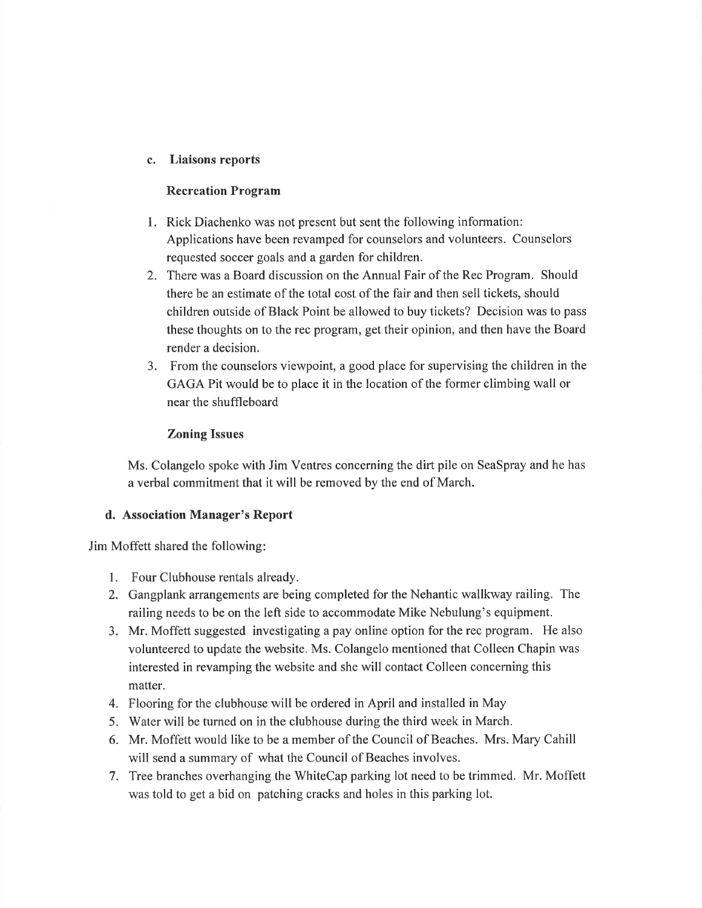### c. Liaisons reports

#### Recreation Program

1. Rick Diachenko was not present but sent the following information: Applications have been revamped for counselors and volunteers. Counselors requested soccer goals and a garden for children.
2. There was a Board discussion on the Annual Fair of the Rec Program. Should there be an estimate of the total cost of the fair and then sell tickets, should children outside of Black Point be allowed to buy tickets? Decision was to pass these thoughts on to the rec program, get their opinion, and then have the Board render a decision.
3. From the counselors viewpoint, a good place for supervising the children in the GAGA Pit would be to place it in the location of the former climbing wall or near the shuffleboard

#### Zoning Issues

Ms. Colangelo spoke with Jim Ventres concerning the dirt pile on SeaSpray and he has a verbal commitment that it will be removed by the end of March.

### d. Association Manager's Report

Jim Moffett shared the following:

1. Four Clubhouse rentals already.
2. Gangplank arrangements are being completed for the Nehantic wallkway railing. The railing needs to be on the left side to accommodate Mike Nebulung's equipment.
3. Mr. Moffett suggested investigating a pay online option for the rec program. He also volunteered to update the website. Ms. Colangelo mentioned that Colleen Chapin was interested in revamping the website and she will contact Colleen concerning this matter.
4. Flooring for the clubhouse will be ordered in April and installed in May
5. Water will be turned on in the clubhouse during the third week in March.
6. Mr. Moffett would like to be a member of the Council of Beaches. Mrs. Mary Cahill will send a summary of what the Council of Beaches involves.
7. Tree branches overhanging the WhiteCap parking lot need to be trimmed. Mr. Moffett was told to get a bid on patching cracks and holes in this parking lot.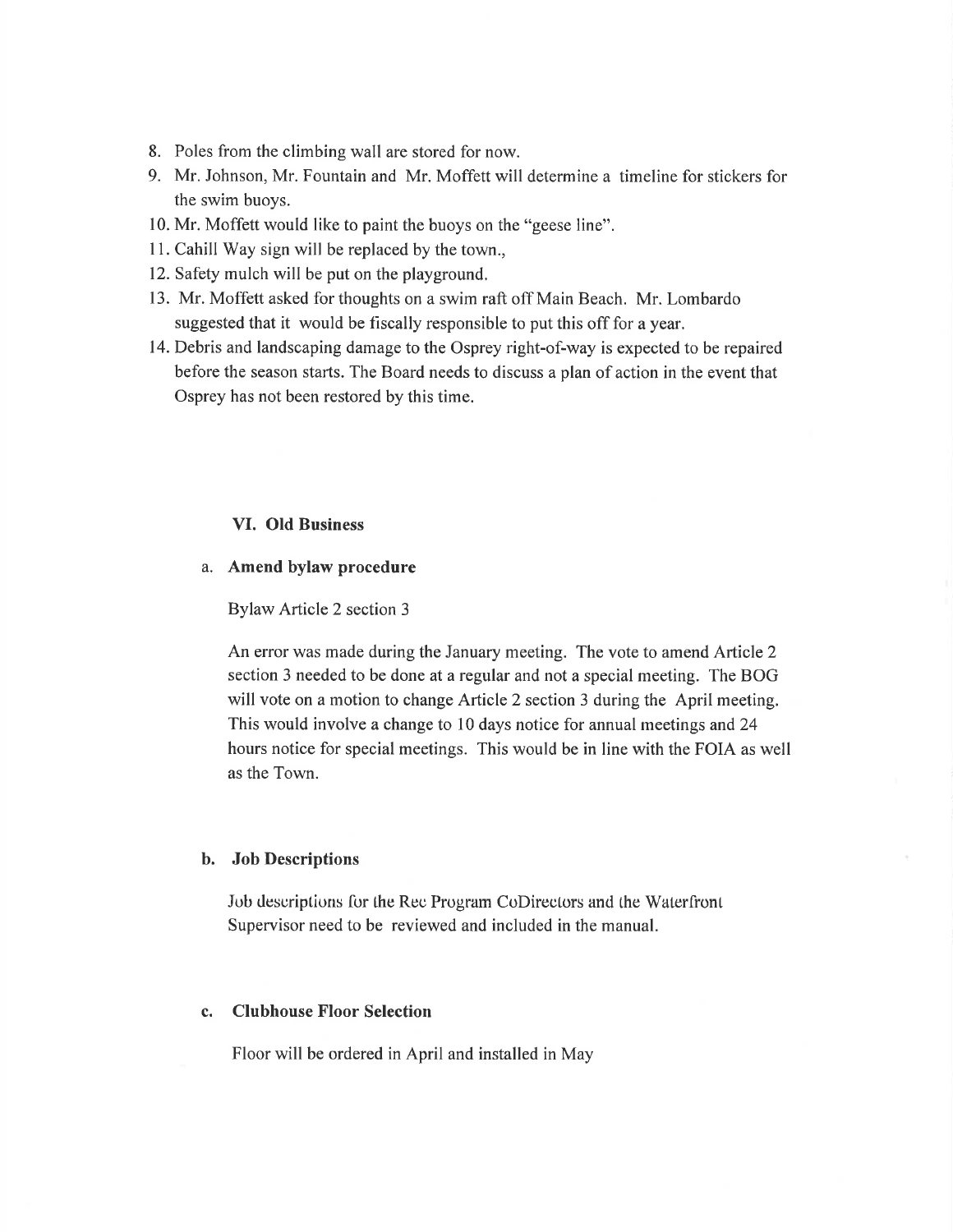8. Poles from the climbing wall are stored for now.
9. Mr. Johnson, Mr. Fountain and Mr. Moffett will determine a timeline for stickers for the swim buoys.
10. Mr. Moffett would like to paint the buoys on the "geese line".
11. Cahill Way sign will be replaced by the town.,
12. Safety mulch will be put on the playground.
13. Mr. Moffett asked for thoughts on a swim raft off Main Beach. Mr. Lombardo suggested that it would be fiscally responsible to put this off for a year.
14. Debris and landscaping damage to the Osprey right-of-way is expected to be repaired before the season starts. The Board needs to discuss a plan of action in the event that Osprey has not been restored by this time.

## VI. Old Business

### a. Amend bylaw procedure

Bylaw Article 2 section 3

An error was made during the January meeting. The vote to amend Article 2 section 3 needed to be done at a regular and not a special meeting. The BOG will vote on a motion to change Article 2 section 3 during the April meeting. This would involve a change to 10 days notice for annual meetings and 24 hours notice for special meetings. This would be in line with the FOIA as well as the Town.

### b. Job Descriptions

Job descriptions for the Rec Program CoDirectors and the Waterfront Supervisor need to be reviewed and included in the manual.

### c. Clubhouse Floor Selection

Floor will be ordered in April and installed in May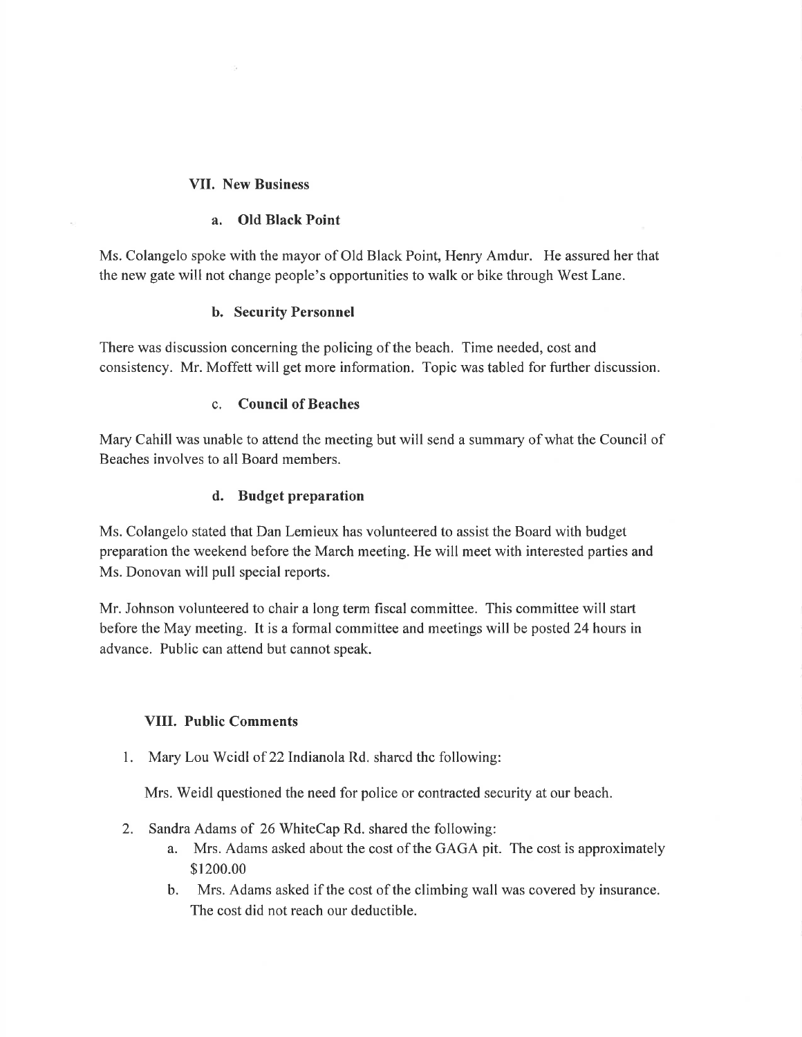## VII. New Business

### a. Old Black Point

Ms. Colangelo spoke with the mayor of Old Black Point, Henry Amdur. He assured her that the new gate will not change people's opportunities to walk or bike through West Lane.

### b. Security Personnel

There was discussion concerning the policing of the beach. Time needed, cost and consistency. Mr. Moffett will get more information. Topic was tabled for further discussion.

### c. Council of Beaches

Mary Cahill was unable to attend the meeting but will send a summary of what the Council of Beaches involves to all Board members.

### d. Budget preparation

Ms. Colangelo stated that Dan Lemieux has volunteered to assist the Board with budget preparation the weekend before the March meeting. He will meet with interested parties and Ms. Donovan will pull special reports.

Mr. Johnson volunteered to chair a long term fiscal committee. This committee will start before the May meeting. It is a formal committee and meetings will be posted 24 hours in advance. Public can attend but cannot speak.

## VIII. Public Comments

1. Mary Lou Weidl of 22 Indianola Rd. shared the following:

   Mrs. Weidl questioned the need for police or contracted security at our beach.

2. Sandra Adams of 26 WhiteCap Rd. shared the following:
   a. Mrs. Adams asked about the cost of the GAGA pit. The cost is approximately $1200.00
   b. Mrs. Adams asked if the cost of the climbing wall was covered by insurance. The cost did not reach our deductible.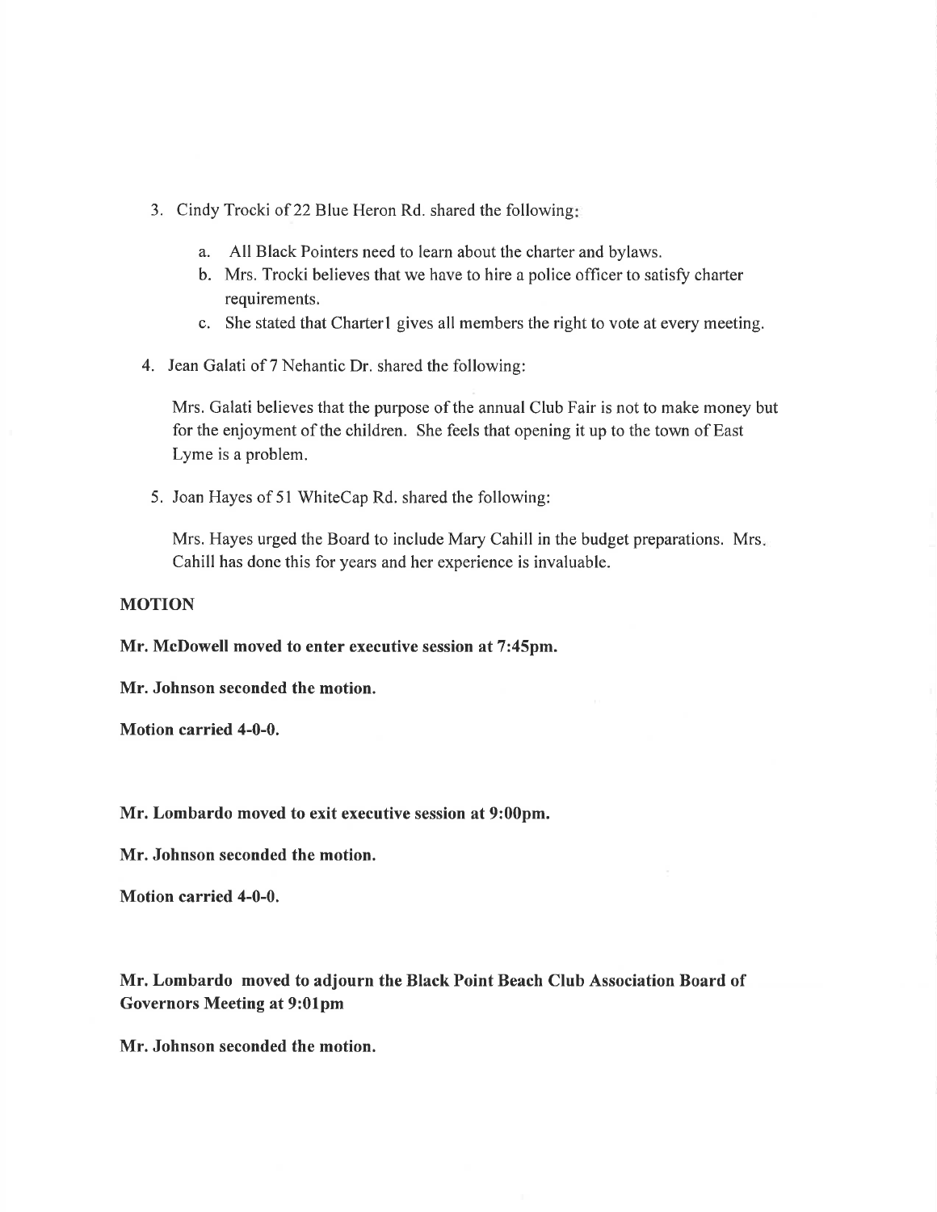3. Cindy Trocki of 22 Blue Heron Rd. shared the following:

    a. All Black Pointers need to learn about the charter and bylaws.
    b. Mrs. Trocki believes that we have to hire a police officer to satisfy charter requirements.
    c. She stated that Charter1 gives all members the right to vote at every meeting.

4. Jean Galati of 7 Nehantic Dr. shared the following:

    Mrs. Galati believes that the purpose of the annual Club Fair is not to make money but for the enjoyment of the children. She feels that opening it up to the town of East Lyme is a problem.

5. Joan Hayes of 51 WhiteCap Rd. shared the following:

    Mrs. Hayes urged the Board to include Mary Cahill in the budget preparations. Mrs. Cahill has done this for years and her experience is invaluable.

**MOTION**

**Mr. McDowell moved to enter executive session at 7:45pm.**

**Mr. Johnson seconded the motion.**

**Motion carried 4-0-0.**

**Mr. Lombardo moved to exit executive session at 9:00pm.**

**Mr. Johnson seconded the motion.**

**Motion carried 4-0-0.**

**Mr. Lombardo moved to adjourn the Black Point Beach Club Association Board of Governors Meeting at 9:01pm**

**Mr. Johnson seconded the motion.**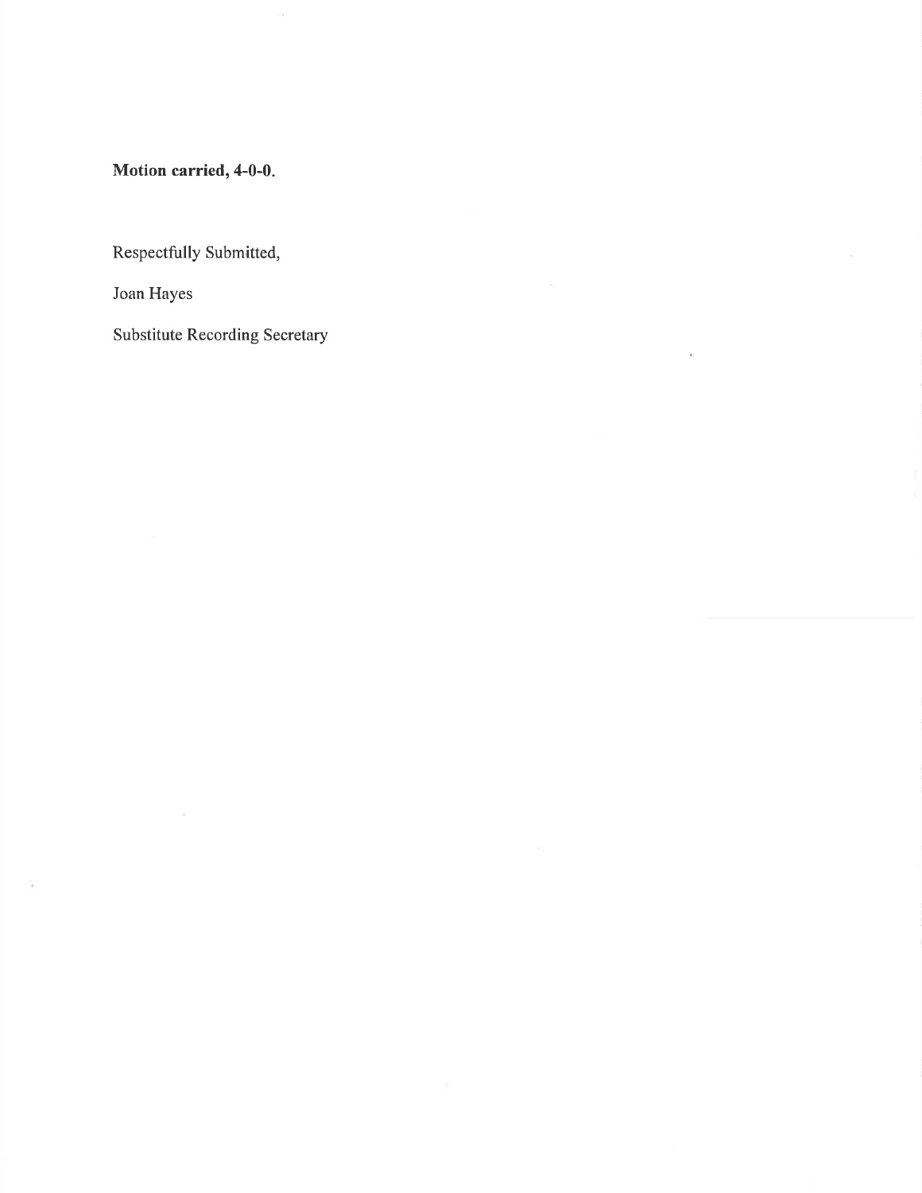**Motion carried, 4-0-0.**

Respectfully Submitted,

Joan Hayes

Substitute Recording Secretary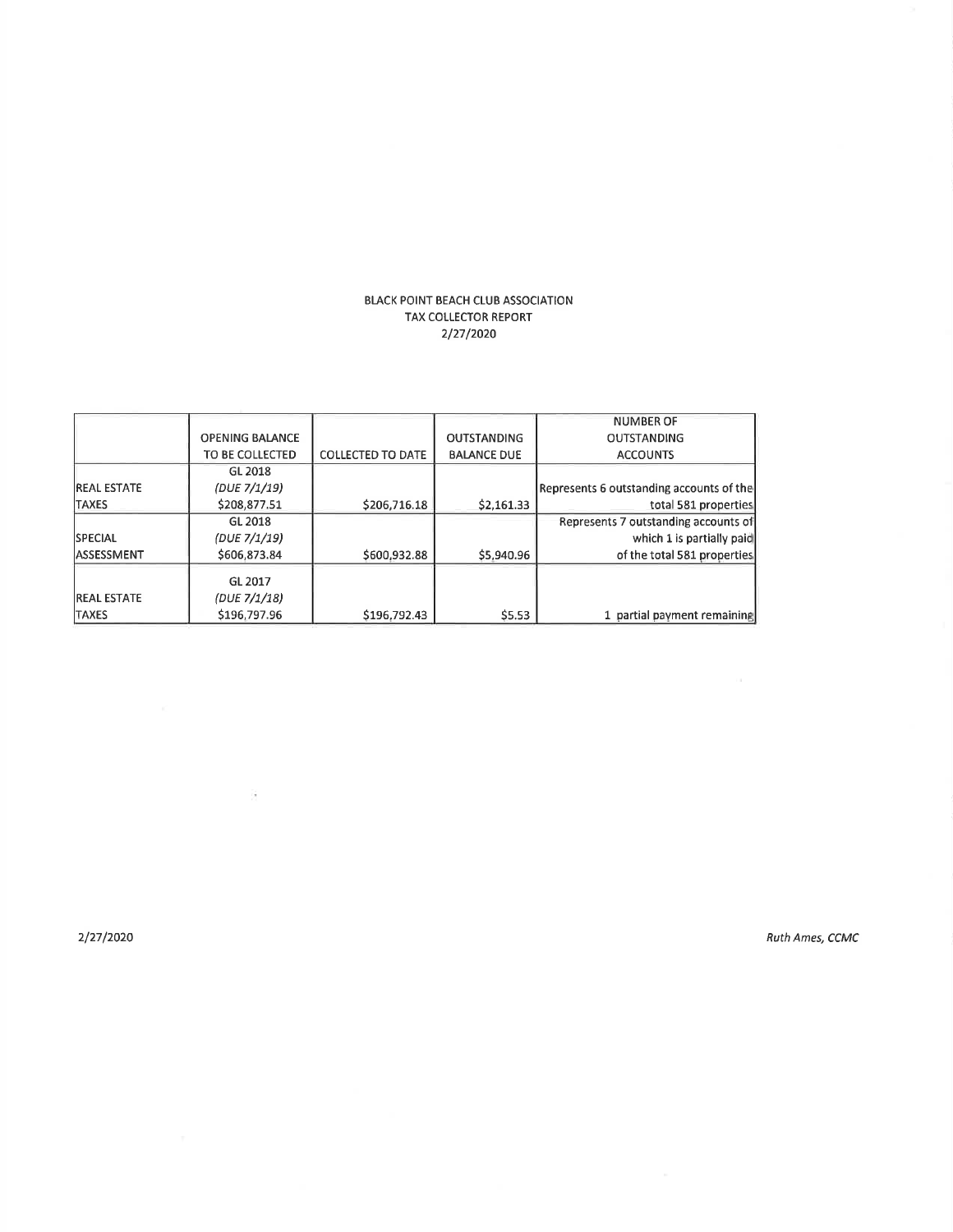BLACK POINT BEACH CLUB ASSOCIATION
TAX COLLECTOR REPORT
2/27/2020

| | OPENING BALANCE TO BE COLLECTED | COLLECTED TO DATE | OUTSTANDING BALANCE DUE | NUMBER OF OUTSTANDING ACCOUNTS |
|---|---|---|---|---|
| REAL ESTATE TAXES | GL 2018 *(DUE 7/1/19)* $208,877.51 | $206,716.18 | $2,161.33 | Represents 6 outstanding accounts of the total 581 properties |
| SPECIAL ASSESSMENT | GL 2018 *(DUE 7/1/19)* $606,873.84 | $600,932.88 | $5,940.96 | Represents 7 outstanding accounts of which 1 is partially paid of the total 581 properties |
| REAL ESTATE TAXES | GL 2017 *(DUE 7/1/18)* $196,797.96 | $196,792.43 | $5.53 | 1 partial payment remaining |

2/27/2020

*Ruth Ames, CCMC*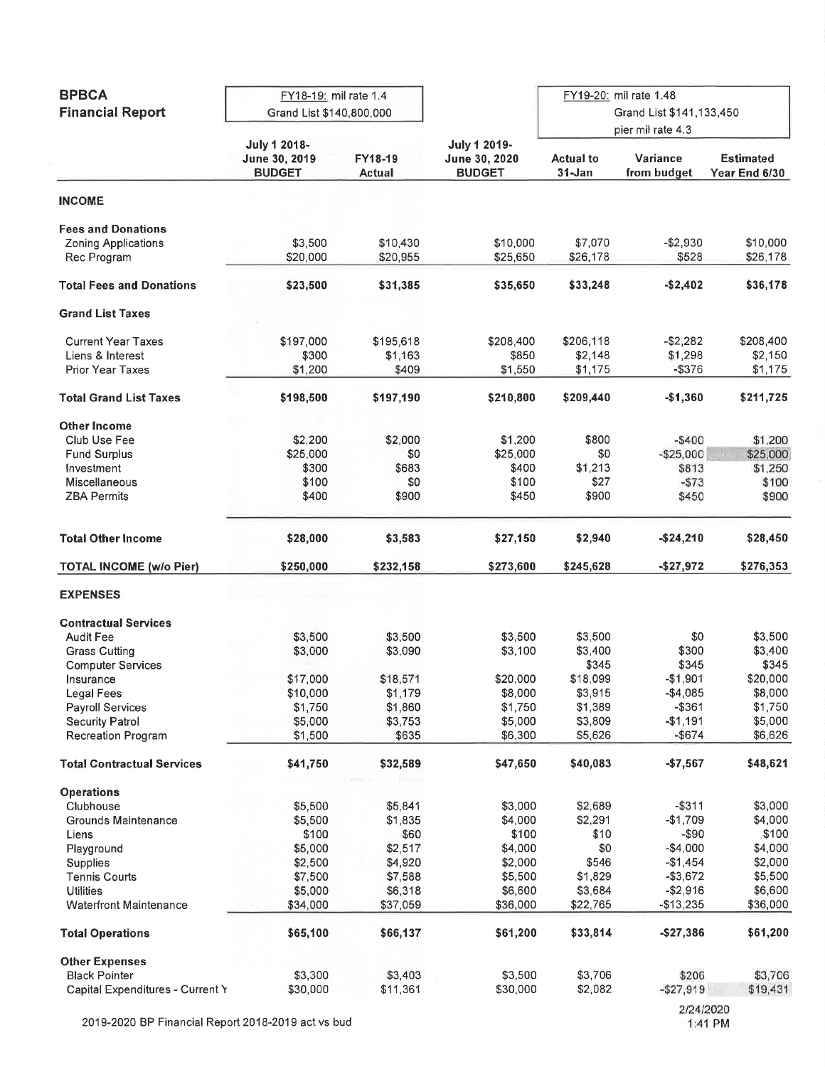| **BPBCA Financial Report** | FY18-19: mil rate 1.4 Grand List $140,800,000 | | | FY19-20: mil rate 1.48 Grand List $141,133,450 pier mil rate 4.3 | | |
|---|---|---|---|---|---|---|
| | **July 1 2018- June 30, 2019 BUDGET** | **FY18-19 Actual** | **July 1 2019- June 30, 2020 BUDGET** | **Actual to 31-Jan** | **Variance from budget** | **Estimated Year End 6/30** |
| **INCOME** | | | | | | |
| **Fees and Donations** | | | | | | |
| Zoning Applications | $3,500 | $10,430 | $10,000 | $7,070 | -$2,930 | $10,000 |
| Rec Program | $20,000 | $20,955 | $25,650 | $26,178 | $528 | $26,178 |
| **Total Fees and Donations** | **$23,500** | **$31,385** | **$35,650** | **$33,248** | **-$2,402** | **$36,178** |
| **Grand List Taxes** | | | | | | |
| Current Year Taxes | $197,000 | $195,618 | $208,400 | $206,118 | -$2,282 | $208,400 |
| Liens & Interest | $300 | $1,163 | $850 | $2,148 | $1,298 | $2,150 |
| Prior Year Taxes | $1,200 | $409 | $1,550 | $1,175 | -$376 | $1,175 |
| **Total Grand List Taxes** | **$198,500** | **$197,190** | **$210,800** | **$209,440** | **-$1,360** | **$211,725** |
| **Other Income** | | | | | | |
| Club Use Fee | $2,200 | $2,000 | $1,200 | $800 | -$400 | $1,200 |
| Fund Surplus | $25,000 | $0 | $25,000 | $0 | -$25,000 | $25,000 |
| Investment | $300 | $683 | $400 | $1,213 | $813 | $1,250 |
| Miscellaneous | $100 | $0 | $100 | $27 | -$73 | $100 |
| ZBA Permits | $400 | $900 | $450 | $900 | $450 | $900 |
| **Total Other Income** | **$28,000** | **$3,583** | **$27,150** | **$2,940** | **-$24,210** | **$28,450** |
| **TOTAL INCOME (w/o Pier)** | **$250,000** | **$232,158** | **$273,600** | **$245,628** | **-$27,972** | **$276,353** |
| **EXPENSES** | | | | | | |
| **Contractual Services** | | | | | | |
| Audit Fee | $3,500 | $3,500 | $3,500 | $3,500 | $0 | $3,500 |
| Grass Cutting | $3,000 | $3,090 | $3,100 | $3,400 | $300 | $3,400 |
| Computer Services | | | | $345 | $345 | $345 |
| Insurance | $17,000 | $18,571 | $20,000 | $18,099 | -$1,901 | $20,000 |
| Legal Fees | $10,000 | $1,179 | $8,000 | $3,915 | -$4,085 | $8,000 |
| Payroll Services | $1,750 | $1,860 | $1,750 | $1,389 | -$361 | $1,750 |
| Security Patrol | $5,000 | $3,753 | $5,000 | $3,809 | -$1,191 | $5,000 |
| Recreation Program | $1,500 | $635 | $6,300 | $5,626 | -$674 | $6,626 |
| **Total Contractual Services** | **$41,750** | **$32,589** | **$47,650** | **$40,083** | **-$7,567** | **$48,621** |
| **Operations** | | | | | | |
| Clubhouse | $5,500 | $5,841 | $3,000 | $2,689 | -$311 | $3,000 |
| Grounds Maintenance | $5,500 | $1,835 | $4,000 | $2,291 | -$1,709 | $4,000 |
| Liens | $100 | $60 | $100 | $10 | -$90 | $100 |
| Playground | $5,000 | $2,517 | $4,000 | $0 | -$4,000 | $4,000 |
| Supplies | $2,500 | $4,920 | $2,000 | $546 | -$1,454 | $2,000 |
| Tennis Courts | $7,500 | $7,588 | $5,500 | $1,829 | -$3,672 | $5,500 |
| Utilities | $5,000 | $6,318 | $6,600 | $3,684 | -$2,916 | $6,600 |
| Waterfront Maintenance | $34,000 | $37,059 | $36,000 | $22,765 | -$13,235 | $36,000 |
| **Total Operations** | **$65,100** | **$66,137** | **$61,200** | **$33,814** | **-$27,386** | **$61,200** |
| **Other Expenses** | | | | | | |
| Black Pointer | $3,300 | $3,403 | $3,500 | $3,706 | $206 | $3,706 |
| Capital Expenditures - Current Y | $30,000 | $11,361 | $30,000 | $2,082 | -$27,919 | $19,431 |

2019-2020 BP Financial Report 2018-2019 act vs bud

2/24/2020
1:41 PM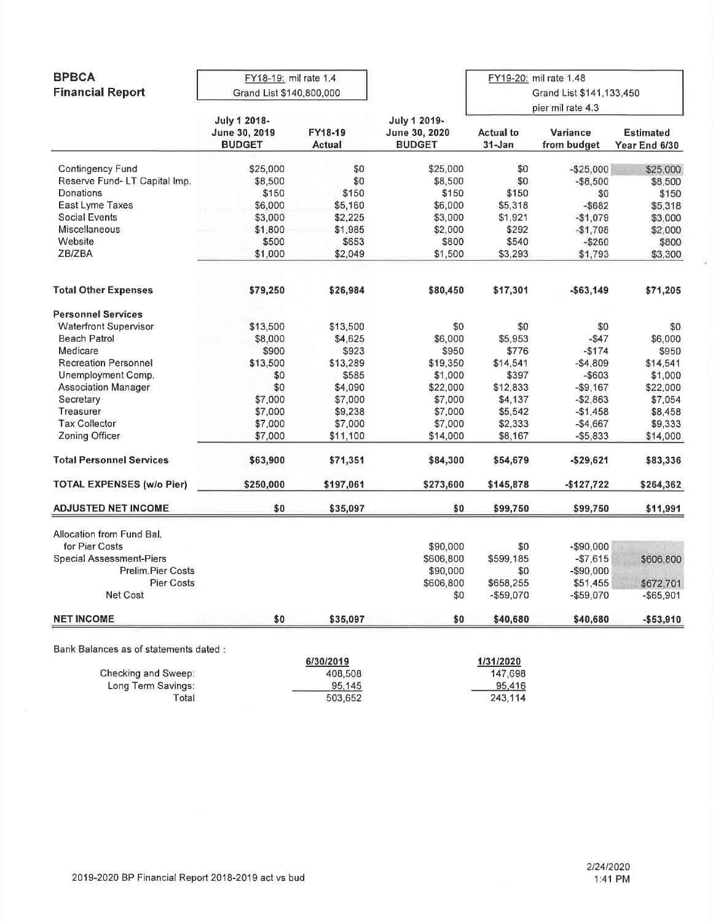## BPBCA
## Financial Report

| | FY18-19: mil rate 1.4 Grand List $140,800,000 | | | FY19-20: mil rate 1.48 Grand List $141,133,450 pier mil rate 4.3 | | |
|---|---|---|---|---|---|---|
| | **July 1 2018- June 30, 2019 BUDGET** | **FY18-19 Actual** | **July 1 2019- June 30, 2020 BUDGET** | **Actual to 31-Jan** | **Variance from budget** | **Estimated Year End 6/30** |
| Contingency Fund | $25,000 | $0 | $25,000 | $0 | -$25,000 | $25,000 |
| Reserve Fund- LT Capital Imp. | $8,500 | $0 | $8,500 | $0 | -$8,500 | $8,500 |
| Donations | $150 | $150 | $150 | $150 | $0 | $150 |
| East Lyme Taxes | $6,000 | $5,160 | $6,000 | $5,318 | -$682 | $5,318 |
| Social Events | $3,000 | $2,225 | $3,000 | $1,921 | -$1,079 | $3,000 |
| Miscellaneous | $1,800 | $1,985 | $2,000 | $292 | -$1,708 | $2,000 |
| Website | $500 | $653 | $800 | $540 | -$260 | $800 |
| ZB/ZBA | $1,000 | $2,049 | $1,500 | $3,293 | $1,793 | $3,300 |
| **Total Other Expenses** | **$79,250** | **$26,984** | **$80,450** | **$17,301** | **-$63,149** | **$71,205** |
| **Personnel Services** | | | | | | |
| Waterfront Supervisor | $13,500 | $13,500 | $0 | $0 | $0 | $0 |
| Beach Patrol | $8,000 | $4,625 | $6,000 | $5,953 | -$47 | $6,000 |
| Medicare | $900 | $923 | $950 | $776 | -$174 | $950 |
| Recreation Personnel | $13,500 | $13,289 | $19,350 | $14,541 | -$4,809 | $14,541 |
| Unemployment Comp. | $0 | $585 | $1,000 | $397 | -$603 | $1,000 |
| Association Manager | $0 | $4,090 | $22,000 | $12,833 | -$9,167 | $22,000 |
| Secretary | $7,000 | $7,000 | $7,000 | $4,137 | -$2,863 | $7,054 |
| Treasurer | $7,000 | $9,238 | $7,000 | $5,542 | -$1,458 | $8,458 |
| Tax Collector | $7,000 | $7,000 | $7,000 | $2,333 | -$4,667 | $9,333 |
| Zoning Officer | $7,000 | $11,100 | $14,000 | $8,167 | -$5,833 | $14,000 |
| **Total Personnel Services** | **$63,900** | **$71,351** | **$84,300** | **$54,679** | **-$29,621** | **$83,336** |
| **TOTAL EXPENSES (w/o Pier)** | **$250,000** | **$197,061** | **$273,600** | **$145,878** | **-$127,722** | **$264,362** |
| **ADJUSTED NET INCOME** | **$0** | **$35,097** | **$0** | **$99,750** | **$99,750** | **$11,991** |
| Allocation from Fund Bal. for Pier Costs | | | $90,000 | $0 | -$90,000 | |
| Special Assessment-Piers | | | $606,800 | $599,185 | -$7,615 | $606,800 |
| Prelim.Pier Costs | | | $90,000 | $0 | -$90,000 | |
| Pier Costs | | | $606,800 | $658,255 | $51,455 | $672,701 |
| Net Cost | | | $0 | -$59,070 | -$59,070 | -$65,901 |
| **NET INCOME** | **$0** | **$35,097** | **$0** | **$40,680** | **$40,680** | **-$53,910** |

Bank Balances as of statements dated :

| | 6/30/2019 | 1/31/2020 |
|---|---|---|
| Checking and Sweep: | 408,508 | 147,698 |
| Long Term Savings: | 95,145 | 95,416 |
| Total | 503,652 | 243,114 |

2019-2020 BP Financial Report 2018-2019 act vs bud

2/24/2020
1:41 PM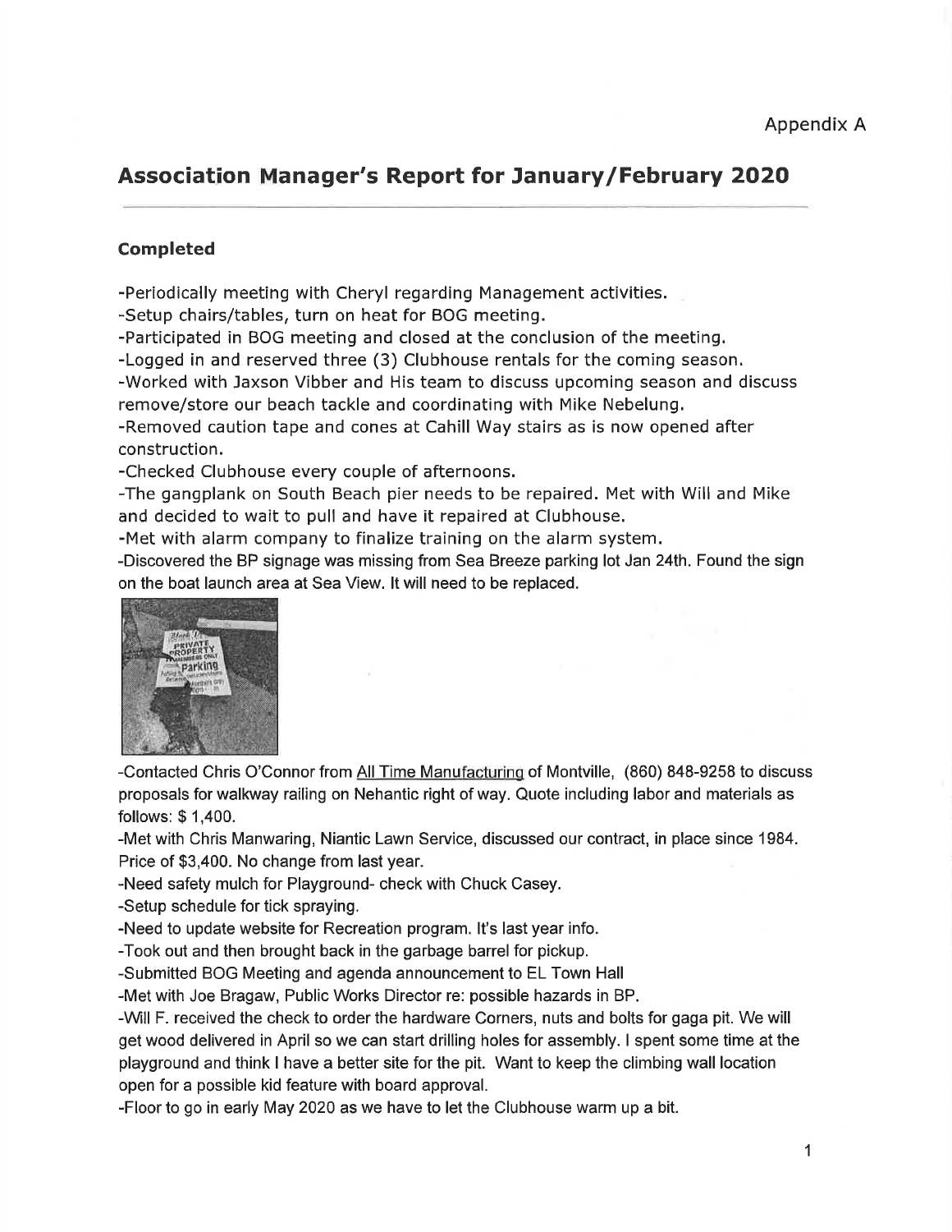Appendix A

# Association Manager's Report for January/February 2020

### Completed

-Periodically meeting with Cheryl regarding Management activities.
-Setup chairs/tables, turn on heat for BOG meeting.
-Participated in BOG meeting and closed at the conclusion of the meeting.
-Logged in and reserved three (3) Clubhouse rentals for the coming season.
-Worked with Jaxson Vibber and His team to discuss upcoming season and discuss remove/store our beach tackle and coordinating with Mike Nebelung.
-Removed caution tape and cones at Cahill Way stairs as is now opened after construction.
-Checked Clubhouse every couple of afternoons.
-The gangplank on South Beach pier needs to be repaired. Met with Will and Mike and decided to wait to pull and have it repaired at Clubhouse.
-Met with alarm company to finalize training on the alarm system.
-Discovered the BP signage was missing from Sea Breeze parking lot Jan 24th. Found the sign on the boat launch area at Sea View. It will need to be replaced.

-Contacted Chris O'Connor from All Time Manufacturing of Montville, (860) 848-9258 to discuss proposals for walkway railing on Nehantic right of way. Quote including labor and materials as follows: $ 1,400.
-Met with Chris Manwaring, Niantic Lawn Service, discussed our contract, in place since 1984. Price of $3,400. No change from last year.
-Need safety mulch for Playground- check with Chuck Casey.
-Setup schedule for tick spraying.
-Need to update website for Recreation program. It's last year info.
-Took out and then brought back in the garbage barrel for pickup.
-Submitted BOG Meeting and agenda announcement to EL Town Hall
-Met with Joe Bragaw, Public Works Director re: possible hazards in BP.
-Will F. received the check to order the hardware Corners, nuts and bolts for gaga pit. We will get wood delivered in April so we can start drilling holes for assembly. I spent some time at the playground and think I have a better site for the pit. Want to keep the climbing wall location open for a possible kid feature with board approval.
-Floor to go in early May 2020 as we have to let the Clubhouse warm up a bit.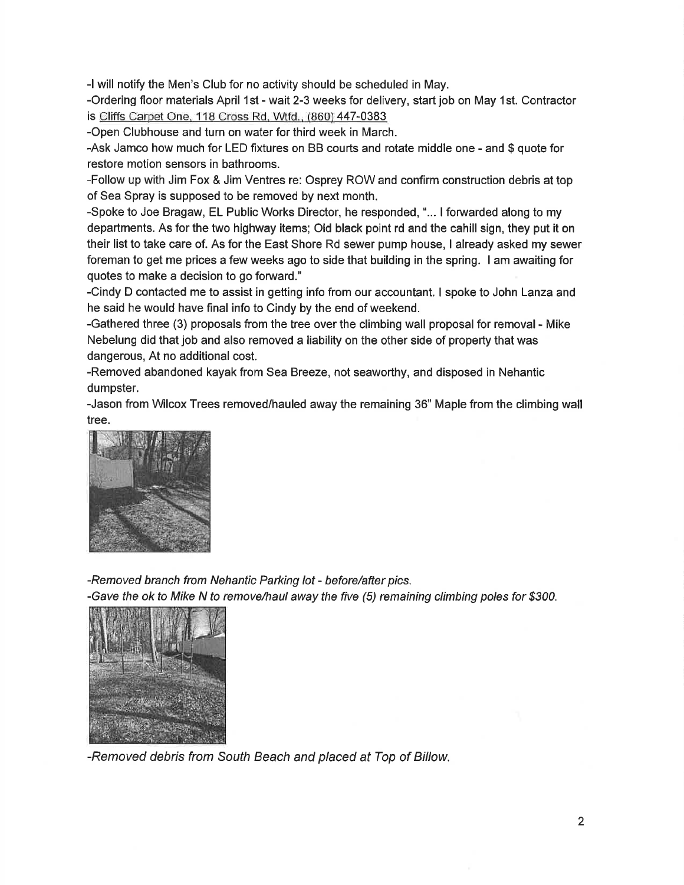-I will notify the Men's Club for no activity should be scheduled in May.

-Ordering floor materials April 1st - wait 2-3 weeks for delivery, start job on May 1st. Contractor is Cliffs Carpet One, 118 Cross Rd. Wtfd., (860) 447-0383

-Open Clubhouse and turn on water for third week in March.

-Ask Jamco how much for LED fixtures on BB courts and rotate middle one - and $ quote for restore motion sensors in bathrooms.

-Follow up with Jim Fox & Jim Ventres re: Osprey ROW and confirm construction debris at top of Sea Spray is supposed to be removed by next month.

-Spoke to Joe Bragaw, EL Public Works Director, he responded, "... I forwarded along to my departments. As for the two highway items; Old black point rd and the cahill sign, they put it on their list to take care of. As for the East Shore Rd sewer pump house, I already asked my sewer foreman to get me prices a few weeks ago to side that building in the spring. I am awaiting for quotes to make a decision to go forward."

-Cindy D contacted me to assist in getting info from our accountant. I spoke to John Lanza and he said he would have final info to Cindy by the end of weekend.

-Gathered three (3) proposals from the tree over the climbing wall proposal for removal - Mike Nebelung did that job and also removed a liability on the other side of property that was dangerous, At no additional cost.

-Removed abandoned kayak from Sea Breeze, not seaworthy, and disposed in Nehantic dumpster.

-Jason from Wilcox Trees removed/hauled away the remaining 36" Maple from the climbing wall tree.

*-Removed branch from Nehantic Parking lot - before/after pics.*

*-Gave the ok to Mike N to remove/haul away the five (5) remaining climbing poles for $300.*

*-Removed debris from South Beach and placed at Top of Billow.*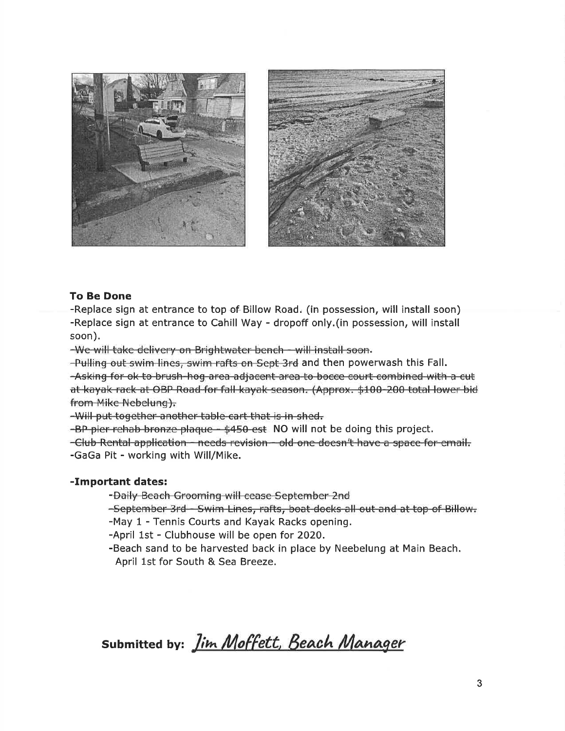**To Be Done**

-Replace sign at entrance to top of Billow Road. (in possession, will install soon)
-Replace sign at entrance to Cahill Way - dropoff only.(in possession, will install soon).
~~-We will take delivery on Brightwater bench – will install soon.~~
~~-Pulling out swim lines, swim rafts on Sept 3rd~~ and then powerwash this Fall.
~~-Asking for ok to brush-hog area adjacent area to bocce court combined with a cut at kayak rack at OBP Road for fall kayak season. (Approx. $100-200 total lower bid from Mike Nebelung).~~
~~-Will put together another table cart that is in shed.~~
~~-BP pier rehab bronze plaque – $450 est~~ NO will not be doing this project.
~~-Club Rental application – needs revision – old one doesn't have a space for email.~~
-GaGa Pit - working with Will/Mike.

**-Important dates:**

~~-Daily Beach Grooming will cease September 2nd~~
~~-September 3rd – Swim Lines, rafts, boat docks all out and at top of Billow.~~
-May 1 - Tennis Courts and Kayak Racks opening.
-April 1st - Clubhouse will be open for 2020.
-Beach sand to be harvested back in place by Neebelung at Main Beach. April 1st for South & Sea Breeze.

**Submitted by:** *Jim Moffett, Beach Manager*